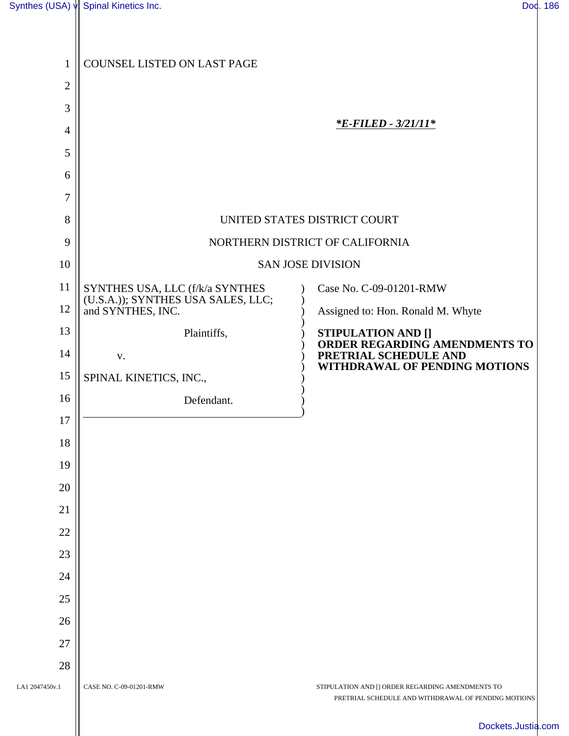COUNSEL LISTED ON LAST PAGE

***E-FILED - 3/21/11***

UNITED STATES DISTRICT COURT

NORTHERN DISTRICT OF CALIFORNIA

SAN JOSE DIVISION

SYNTHES USA, LLC (f/k/a SYNTHES (U.S.A.)); SYNTHES USA SALES, LLC; and SYNTHES, INC.

Plaintiffs,

v.

SPINAL KINETICS, INC.,

Defendant.

Case No. C-09-01201-RMW

Assigned to: Hon. Ronald M. Whyte

**STIPULATION AND [] ORDER REGARDING AMENDMENTS TO PRETRIAL SCHEDULE AND WITHDRAWAL OF PENDING MOTIONS**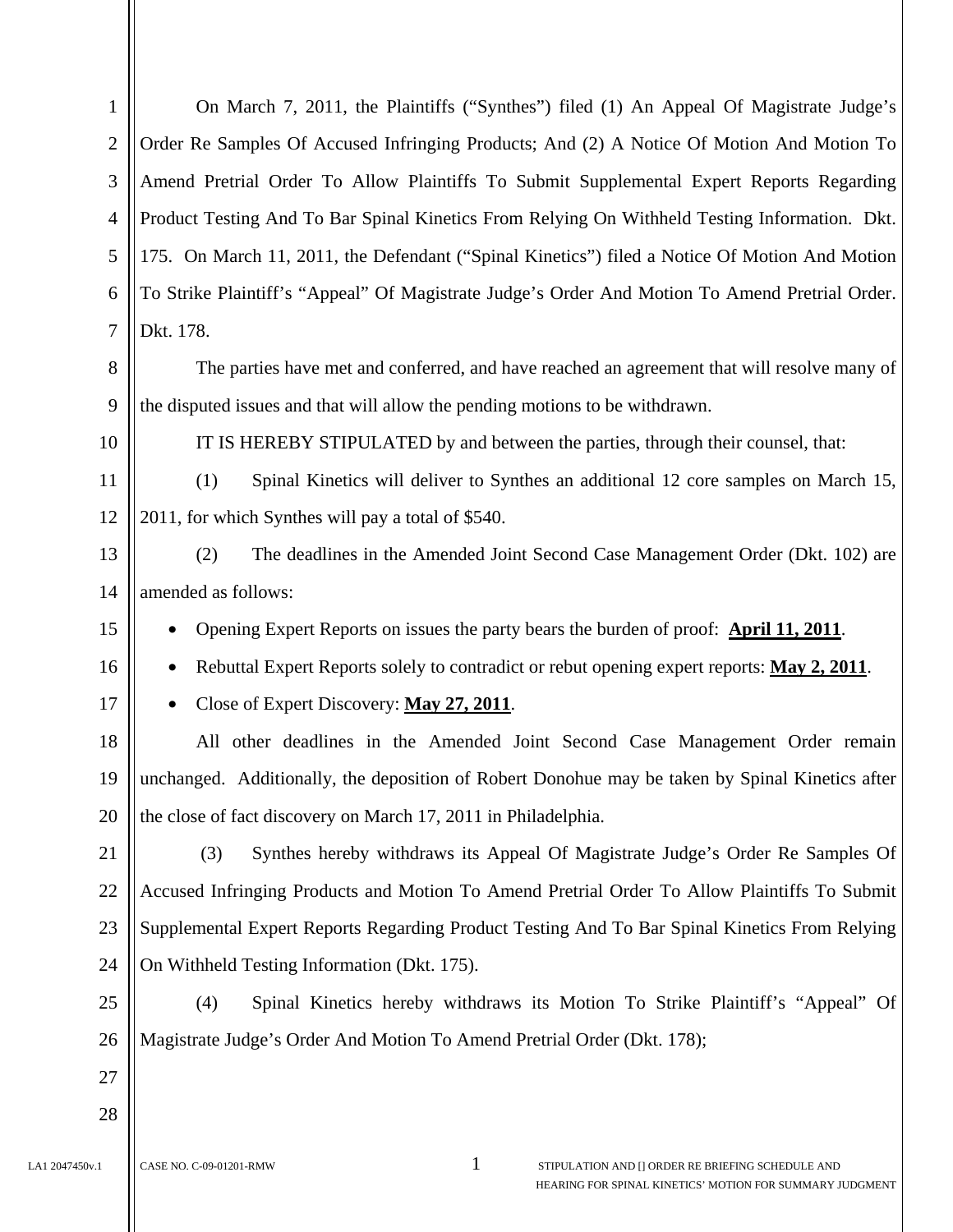On March 7, 2011, the Plaintiffs ("Synthes") filed (1) An Appeal Of Magistrate Judge's Order Re Samples Of Accused Infringing Products; And (2) A Notice Of Motion And Motion To Amend Pretrial Order To Allow Plaintiffs To Submit Supplemental Expert Reports Regarding Product Testing And To Bar Spinal Kinetics From Relying On Withheld Testing Information. Dkt. 175. On March 11, 2011, the Defendant ("Spinal Kinetics") filed a Notice Of Motion And Motion To Strike Plaintiff's "Appeal" Of Magistrate Judge's Order And Motion To Amend Pretrial Order. Dkt. 178.

The parties have met and conferred, and have reached an agreement that will resolve many of the disputed issues and that will allow the pending motions to be withdrawn.

IT IS HEREBY STIPULATED by and between the parties, through their counsel, that:

(1) Spinal Kinetics will deliver to Synthes an additional 12 core samples on March 15, 2011, for which Synthes will pay a total of $540.

(2) The deadlines in the Amended Joint Second Case Management Order (Dkt. 102) are amended as follows:

- Opening Expert Reports on issues the party bears the burden of proof: **April 11, 2011**.
- Rebuttal Expert Reports solely to contradict or rebut opening expert reports: **May 2, 2011**.
- Close of Expert Discovery: **May 27, 2011**.

All other deadlines in the Amended Joint Second Case Management Order remain unchanged. Additionally, the deposition of Robert Donohue may be taken by Spinal Kinetics after the close of fact discovery on March 17, 2011 in Philadelphia.

(3) Synthes hereby withdraws its Appeal Of Magistrate Judge's Order Re Samples Of Accused Infringing Products and Motion To Amend Pretrial Order To Allow Plaintiffs To Submit Supplemental Expert Reports Regarding Product Testing And To Bar Spinal Kinetics From Relying On Withheld Testing Information (Dkt. 175).

(4) Spinal Kinetics hereby withdraws its Motion To Strike Plaintiff's "Appeal" Of Magistrate Judge's Order And Motion To Amend Pretrial Order (Dkt. 178);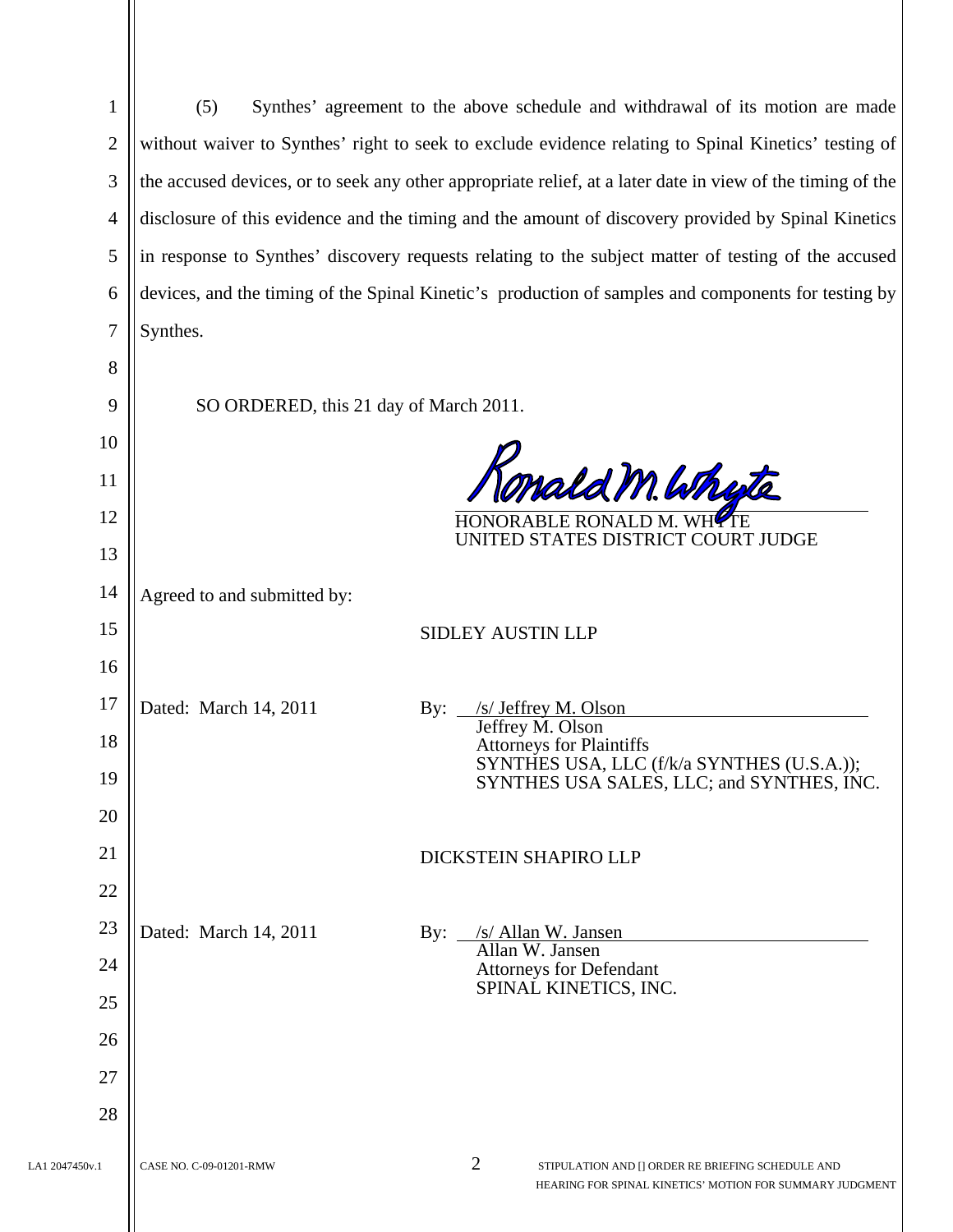(5) Synthes' agreement to the above schedule and withdrawal of its motion are made without waiver to Synthes' right to seek to exclude evidence relating to Spinal Kinetics' testing of the accused devices, or to seek any other appropriate relief, at a later date in view of the timing of the disclosure of this evidence and the timing and the amount of discovery provided by Spinal Kinetics in response to Synthes' discovery requests relating to the subject matter of testing of the accused devices, and the timing of the Spinal Kinetic's production of samples and components for testing by Synthes.

SO ORDERED, this 21 day of March 2011.

HONORABLE RONALD M. WHYTE
UNITED STATES DISTRICT COURT JUDGE

Agreed to and submitted by:

SIDLEY AUSTIN LLP

Dated: March 14, 2011

By: /s/ Jeffrey M. Olson
Jeffrey M. Olson
Attorneys for Plaintiffs
SYNTHES USA, LLC (f/k/a SYNTHES (U.S.A.)); SYNTHES USA SALES, LLC; and SYNTHES, INC.

DICKSTEIN SHAPIRO LLP

Dated: March 14, 2011

By: /s/ Allan W. Jansen
Allan W. Jansen
Attorneys for Defendant
SPINAL KINETICS, INC.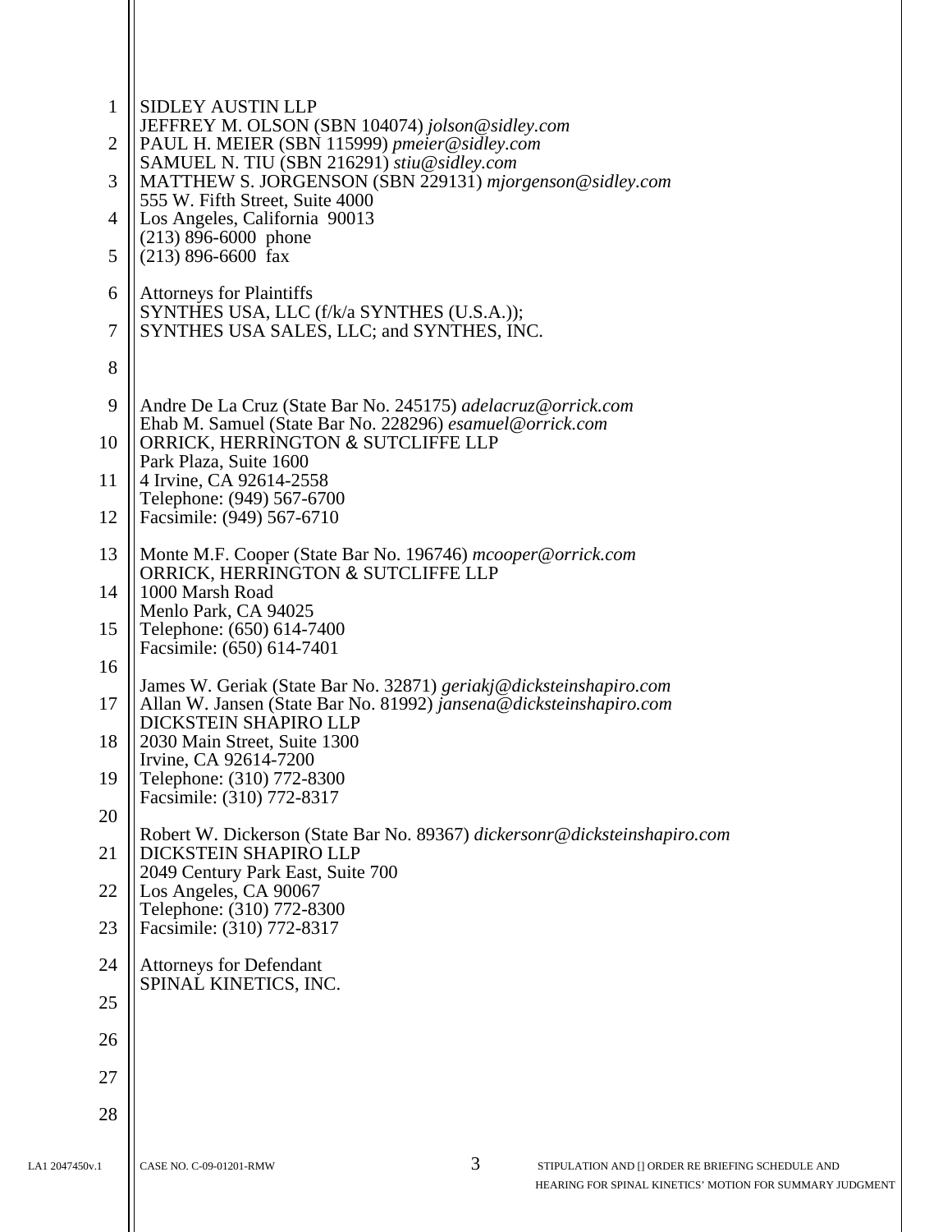SIDLEY AUSTIN LLP
JEFFREY M. OLSON (SBN 104074) *jolson@sidley.com*
PAUL H. MEIER (SBN 115999) *pmeier@sidley.com*
SAMUEL N. TIU (SBN 216291) *stiu@sidley.com*
MATTHEW S. JORGENSON (SBN 229131) *mjorgenson@sidley.com*
555 W. Fifth Street, Suite 4000
Los Angeles, California 90013
(213) 896-6000 phone
(213) 896-6600 fax

Attorneys for Plaintiffs
SYNTHES USA, LLC (f/k/a SYNTHES (U.S.A.));
SYNTHES USA SALES, LLC; and SYNTHES, INC.

Andre De La Cruz (State Bar No. 245175) *adelacruz@orrick.com*
Ehab M. Samuel (State Bar No. 228296) *esamuel@orrick.com*
ORRICK, HERRINGTON & SUTCLIFFE LLP
Park Plaza, Suite 1600
4 Irvine, CA 92614-2558
Telephone: (949) 567-6700
Facsimile: (949) 567-6710

Monte M.F. Cooper (State Bar No. 196746) *mcooper@orrick.com*
ORRICK, HERRINGTON & SUTCLIFFE LLP
1000 Marsh Road
Menlo Park, CA 94025
Telephone: (650) 614-7400
Facsimile: (650) 614-7401

James W. Geriak (State Bar No. 32871) *geriakj@dicksteinshapiro.com*
Allan W. Jansen (State Bar No. 81992) *jansena@dicksteinshapiro.com*
DICKSTEIN SHAPIRO LLP
2030 Main Street, Suite 1300
Irvine, CA 92614-7200
Telephone: (310) 772-8300
Facsimile: (310) 772-8317

Robert W. Dickerson (State Bar No. 89367) *dickersonr@dicksteinshapiro.com*
DICKSTEIN SHAPIRO LLP
2049 Century Park East, Suite 700
Los Angeles, CA 90067
Telephone: (310) 772-8300
Facsimile: (310) 772-8317

Attorneys for Defendant
SPINAL KINETICS, INC.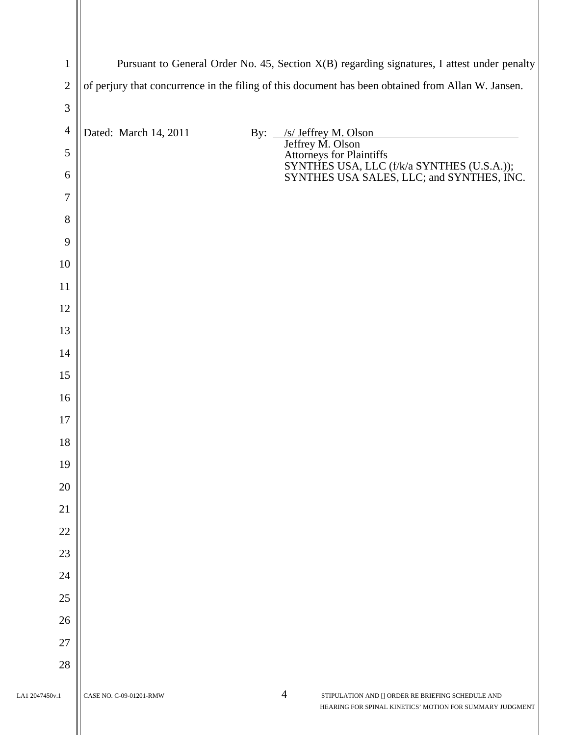Pursuant to General Order No. 45, Section X(B) regarding signatures, I attest under penalty of perjury that concurrence in the filing of this document has been obtained from Allan W. Jansen.

Dated: March 14, 2011

By: /s/ Jeffrey M. Olson
Jeffrey M. Olson
Attorneys for Plaintiffs
SYNTHES USA, LLC (f/k/a SYNTHES (U.S.A.)); SYNTHES USA SALES, LLC; and SYNTHES, INC.